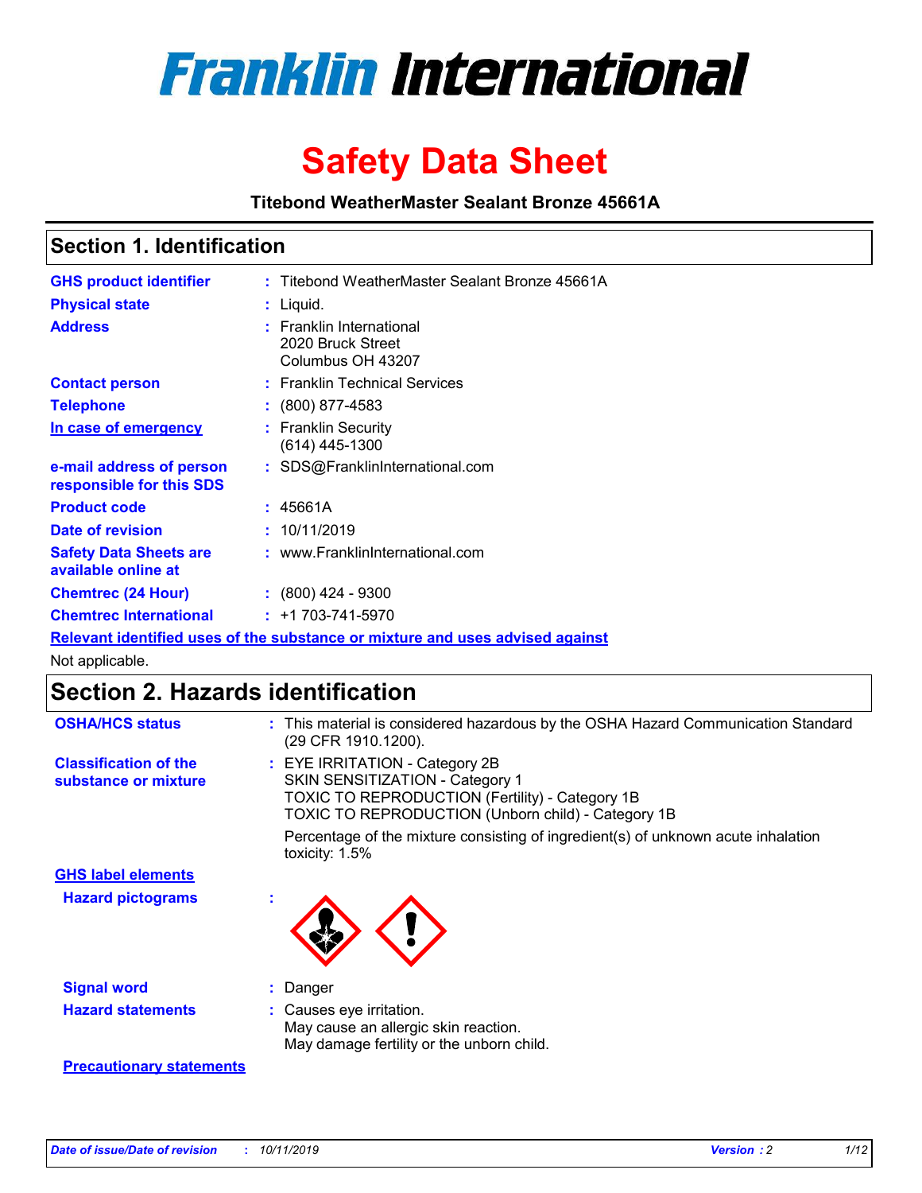# Franklin International

# Safety Data Sheet

**Titebond WeatherMaster Sealant Bronze 45661A**

## Section 1. Identification

| | | |
|---|---|---|
| **GHS product identifier** | : | Titebond WeatherMaster Sealant Bronze 45661A |
| **Physical state** | : | Liquid. |
| **Address** | : | Franklin International<br>2020 Bruck Street<br>Columbus OH 43207 |
| **Contact person** | : | Franklin Technical Services |
| **Telephone** | : | (800) 877-4583 |
| **In case of emergency** | : | Franklin Security<br>(614) 445-1300 |
| **e-mail address of person responsible for this SDS** | : | SDS@FranklinInternational.com |
| **Product code** | : | 45661A |
| **Date of revision** | : | 10/11/2019 |
| **Safety Data Sheets are available online at** | : | www.FranklinInternational.com |
| **Chemtrec (24 Hour)** | : | (800) 424 - 9300 |
| **Chemtrec International** | : | +1 703-741-5970 |

**Relevant identified uses of the substance or mixture and uses advised against**

Not applicable.

## Section 2. Hazards identification

| | | |
|---|---|---|
| **OSHA/HCS status** | : | This material is considered hazardous by the OSHA Hazard Communication Standard (29 CFR 1910.1200). |
| **Classification of the substance or mixture** | : | EYE IRRITATION - Category 2B<br>SKIN SENSITIZATION - Category 1<br>TOXIC TO REPRODUCTION (Fertility) - Category 1B<br>TOXIC TO REPRODUCTION (Unborn child) - Category 1B<br><br>Percentage of the mixture consisting of ingredient(s) of unknown acute inhalation toxicity: 1.5% |

**GHS label elements**

| | | |
|---|---|---|
| **Hazard pictograms** | : | |
| **Signal word** | : | Danger |
| **Hazard statements** | : | Causes eye irritation.<br>May cause an allergic skin reaction.<br>May damage fertility or the unborn child. |

**Precautionary statements**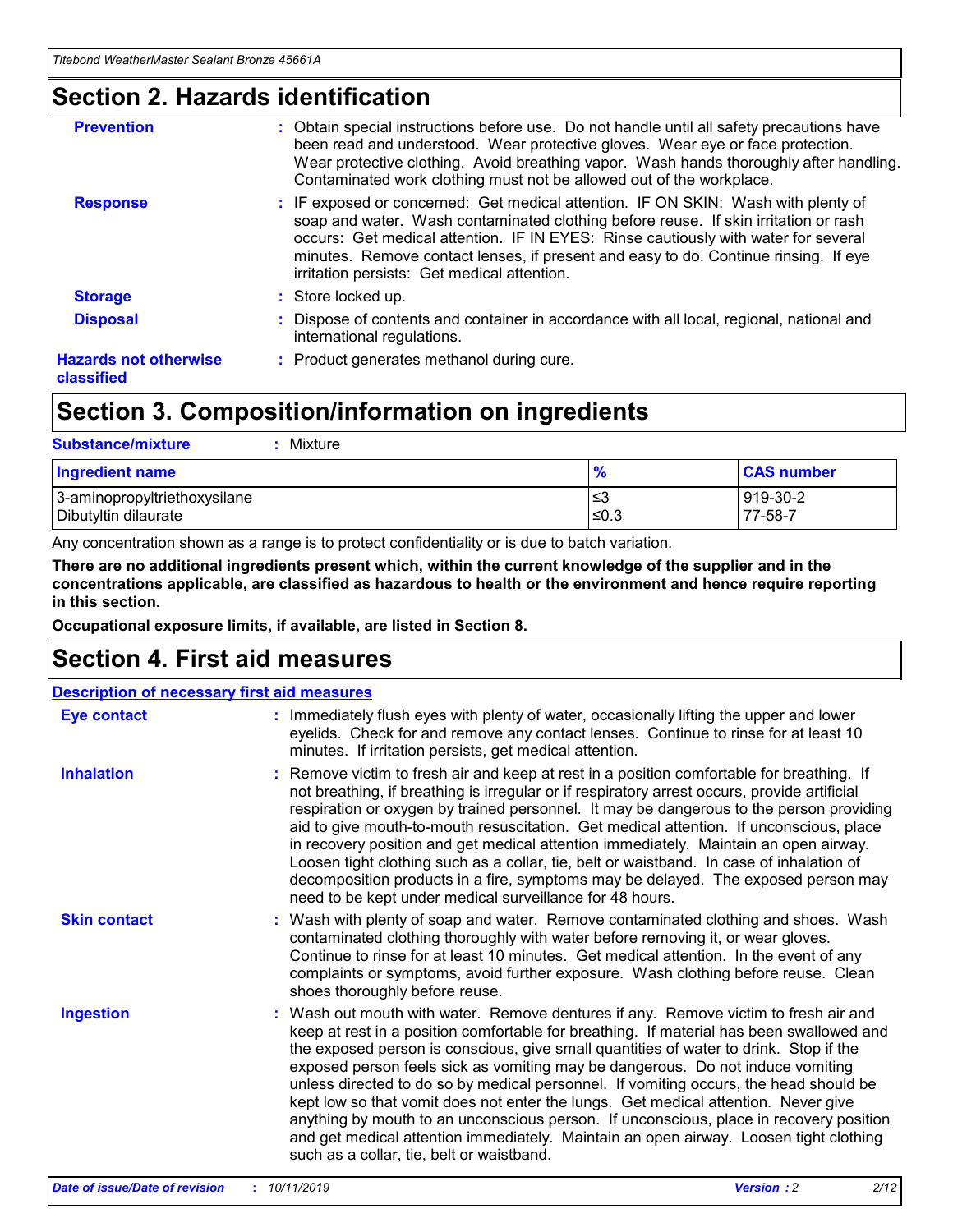## Section 2. Hazards identification

**Prevention** : Obtain special instructions before use. Do not handle until all safety precautions have been read and understood. Wear protective gloves. Wear eye or face protection. Wear protective clothing. Avoid breathing vapor. Wash hands thoroughly after handling. Contaminated work clothing must not be allowed out of the workplace.

**Response** : IF exposed or concerned: Get medical attention. IF ON SKIN: Wash with plenty of soap and water. Wash contaminated clothing before reuse. If skin irritation or rash occurs: Get medical attention. IF IN EYES: Rinse cautiously with water for several minutes. Remove contact lenses, if present and easy to do. Continue rinsing. If eye irritation persists: Get medical attention.

**Storage** : Store locked up.

**Disposal** : Dispose of contents and container in accordance with all local, regional, national and international regulations.

**Hazards not otherwise classified** : Product generates methanol during cure.

## Section 3. Composition/information on ingredients

**Substance/mixture** : Mixture

| Ingredient name | % | CAS number |
|---|---|---|
| 3-aminopropyltriethoxysilane | ≤3 | 919-30-2 |
| Dibutyltin dilaurate | ≤0.3 | 77-58-7 |

Any concentration shown as a range is to protect confidentiality or is due to batch variation.

**There are no additional ingredients present which, within the current knowledge of the supplier and in the concentrations applicable, are classified as hazardous to health or the environment and hence require reporting in this section.**

**Occupational exposure limits, if available, are listed in Section 8.**

## Section 4. First aid measures

### Description of necessary first aid measures

**Eye contact** : Immediately flush eyes with plenty of water, occasionally lifting the upper and lower eyelids. Check for and remove any contact lenses. Continue to rinse for at least 10 minutes. If irritation persists, get medical attention.

**Inhalation** : Remove victim to fresh air and keep at rest in a position comfortable for breathing. If not breathing, if breathing is irregular or if respiratory arrest occurs, provide artificial respiration or oxygen by trained personnel. It may be dangerous to the person providing aid to give mouth-to-mouth resuscitation. Get medical attention. If unconscious, place in recovery position and get medical attention immediately. Maintain an open airway. Loosen tight clothing such as a collar, tie, belt or waistband. In case of inhalation of decomposition products in a fire, symptoms may be delayed. The exposed person may need to be kept under medical surveillance for 48 hours.

**Skin contact** : Wash with plenty of soap and water. Remove contaminated clothing and shoes. Wash contaminated clothing thoroughly with water before removing it, or wear gloves. Continue to rinse for at least 10 minutes. Get medical attention. In the event of any complaints or symptoms, avoid further exposure. Wash clothing before reuse. Clean shoes thoroughly before reuse.

**Ingestion** : Wash out mouth with water. Remove dentures if any. Remove victim to fresh air and keep at rest in a position comfortable for breathing. If material has been swallowed and the exposed person is conscious, give small quantities of water to drink. Stop if the exposed person feels sick as vomiting may be dangerous. Do not induce vomiting unless directed to do so by medical personnel. If vomiting occurs, the head should be kept low so that vomit does not enter the lungs. Get medical attention. Never give anything by mouth to an unconscious person. If unconscious, place in recovery position and get medical attention immediately. Maintain an open airway. Loosen tight clothing such as a collar, tie, belt or waistband.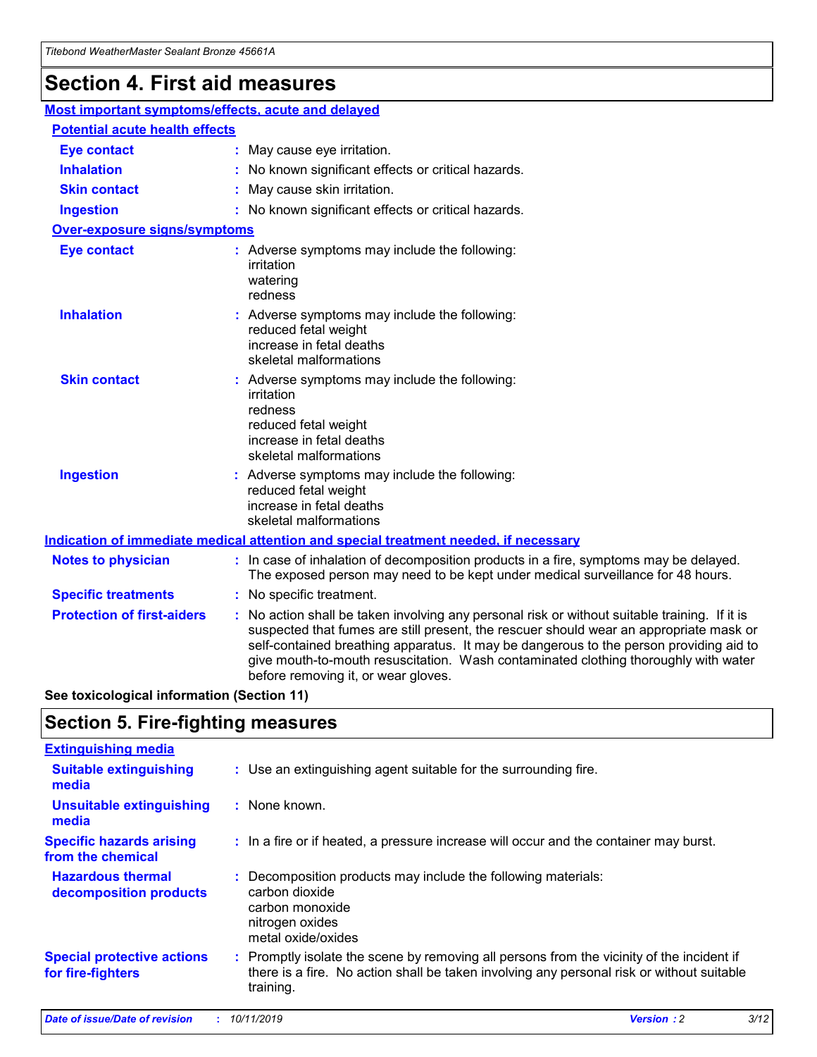# Section 4. First aid measures

## Most important symptoms/effects, acute and delayed

### Potential acute health effects

**Eye contact** : May cause eye irritation.

**Inhalation** : No known significant effects or critical hazards.

**Skin contact** : May cause skin irritation.

**Ingestion** : No known significant effects or critical hazards.

### Over-exposure signs/symptoms

**Eye contact** : Adverse symptoms may include the following:
irritation
watering
redness

**Inhalation** : Adverse symptoms may include the following:
reduced fetal weight
increase in fetal deaths
skeletal malformations

**Skin contact** : Adverse symptoms may include the following:
irritation
redness
reduced fetal weight
increase in fetal deaths
skeletal malformations

**Ingestion** : Adverse symptoms may include the following:
reduced fetal weight
increase in fetal deaths
skeletal malformations

## Indication of immediate medical attention and special treatment needed, if necessary

**Notes to physician** : In case of inhalation of decomposition products in a fire, symptoms may be delayed. The exposed person may need to be kept under medical surveillance for 48 hours.

**Specific treatments** : No specific treatment.

**Protection of first-aiders** : No action shall be taken involving any personal risk or without suitable training. If it is suspected that fumes are still present, the rescuer should wear an appropriate mask or self-contained breathing apparatus. It may be dangerous to the person providing aid to give mouth-to-mouth resuscitation. Wash contaminated clothing thoroughly with water before removing it, or wear gloves.

**See toxicological information (Section 11)**

# Section 5. Fire-fighting measures

## Extinguishing media

**Suitable extinguishing media** : Use an extinguishing agent suitable for the surrounding fire.

**Unsuitable extinguishing media** : None known.

**Specific hazards arising from the chemical** : In a fire or if heated, a pressure increase will occur and the container may burst.

**Hazardous thermal decomposition products** : Decomposition products may include the following materials:
carbon dioxide
carbon monoxide
nitrogen oxides
metal oxide/oxides

**Special protective actions for fire-fighters** : Promptly isolate the scene by removing all persons from the vicinity of the incident if there is a fire. No action shall be taken involving any personal risk or without suitable training.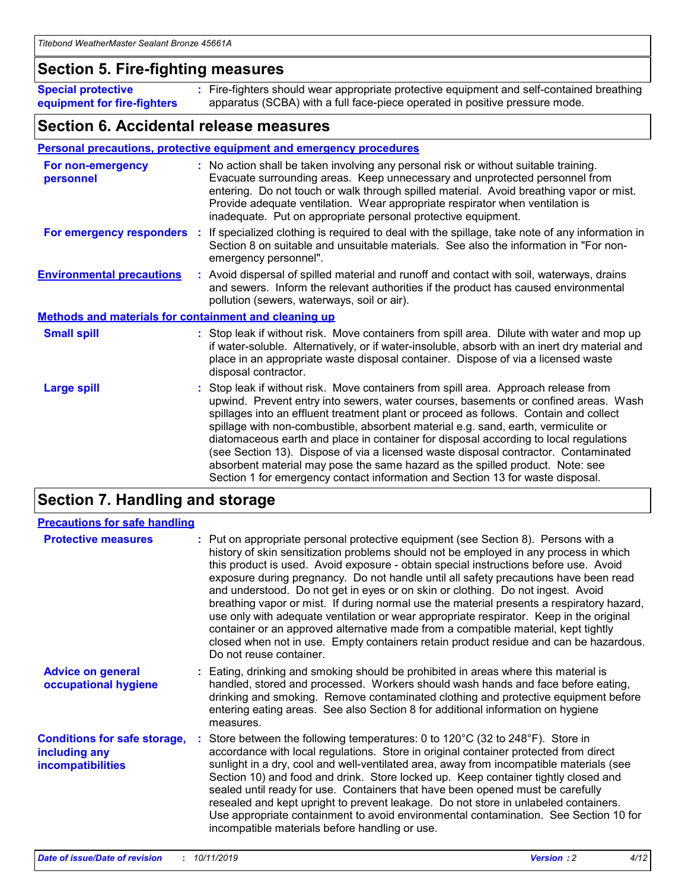## Section 5. Fire-fighting measures

**Special protective equipment for fire-fighters** : Fire-fighters should wear appropriate protective equipment and self-contained breathing apparatus (SCBA) with a full face-piece operated in positive pressure mode.

## Section 6. Accidental release measures

### Personal precautions, protective equipment and emergency procedures

**For non-emergency personnel** : No action shall be taken involving any personal risk or without suitable training. Evacuate surrounding areas. Keep unnecessary and unprotected personnel from entering. Do not touch or walk through spilled material. Avoid breathing vapor or mist. Provide adequate ventilation. Wear appropriate respirator when ventilation is inadequate. Put on appropriate personal protective equipment.

**For emergency responders** : If specialized clothing is required to deal with the spillage, take note of any information in Section 8 on suitable and unsuitable materials. See also the information in "For non-emergency personnel".

**Environmental precautions** : Avoid dispersal of spilled material and runoff and contact with soil, waterways, drains and sewers. Inform the relevant authorities if the product has caused environmental pollution (sewers, waterways, soil or air).

### Methods and materials for containment and cleaning up

**Small spill** : Stop leak if without risk. Move containers from spill area. Dilute with water and mop up if water-soluble. Alternatively, or if water-insoluble, absorb with an inert dry material and place in an appropriate waste disposal container. Dispose of via a licensed waste disposal contractor.

**Large spill** : Stop leak if without risk. Move containers from spill area. Approach release from upwind. Prevent entry into sewers, water courses, basements or confined areas. Wash spillages into an effluent treatment plant or proceed as follows. Contain and collect spillage with non-combustible, absorbent material e.g. sand, earth, vermiculite or diatomaceous earth and place in container for disposal according to local regulations (see Section 13). Dispose of via a licensed waste disposal contractor. Contaminated absorbent material may pose the same hazard as the spilled product. Note: see Section 1 for emergency contact information and Section 13 for waste disposal.

## Section 7. Handling and storage

### Precautions for safe handling

**Protective measures** : Put on appropriate personal protective equipment (see Section 8). Persons with a history of skin sensitization problems should not be employed in any process in which this product is used. Avoid exposure - obtain special instructions before use. Avoid exposure during pregnancy. Do not handle until all safety precautions have been read and understood. Do not get in eyes or on skin or clothing. Do not ingest. Avoid breathing vapor or mist. If during normal use the material presents a respiratory hazard, use only with adequate ventilation or wear appropriate respirator. Keep in the original container or an approved alternative made from a compatible material, kept tightly closed when not in use. Empty containers retain product residue and can be hazardous. Do not reuse container.

**Advice on general occupational hygiene** : Eating, drinking and smoking should be prohibited in areas where this material is handled, stored and processed. Workers should wash hands and face before eating, drinking and smoking. Remove contaminated clothing and protective equipment before entering eating areas. See also Section 8 for additional information on hygiene measures.

**Conditions for safe storage, including any incompatibilities** : Store between the following temperatures: 0 to 120°C (32 to 248°F). Store in accordance with local regulations. Store in original container protected from direct sunlight in a dry, cool and well-ventilated area, away from incompatible materials (see Section 10) and food and drink. Store locked up. Keep container tightly closed and sealed until ready for use. Containers that have been opened must be carefully resealed and kept upright to prevent leakage. Do not store in unlabeled containers. Use appropriate containment to avoid environmental contamination. See Section 10 for incompatible materials before handling or use.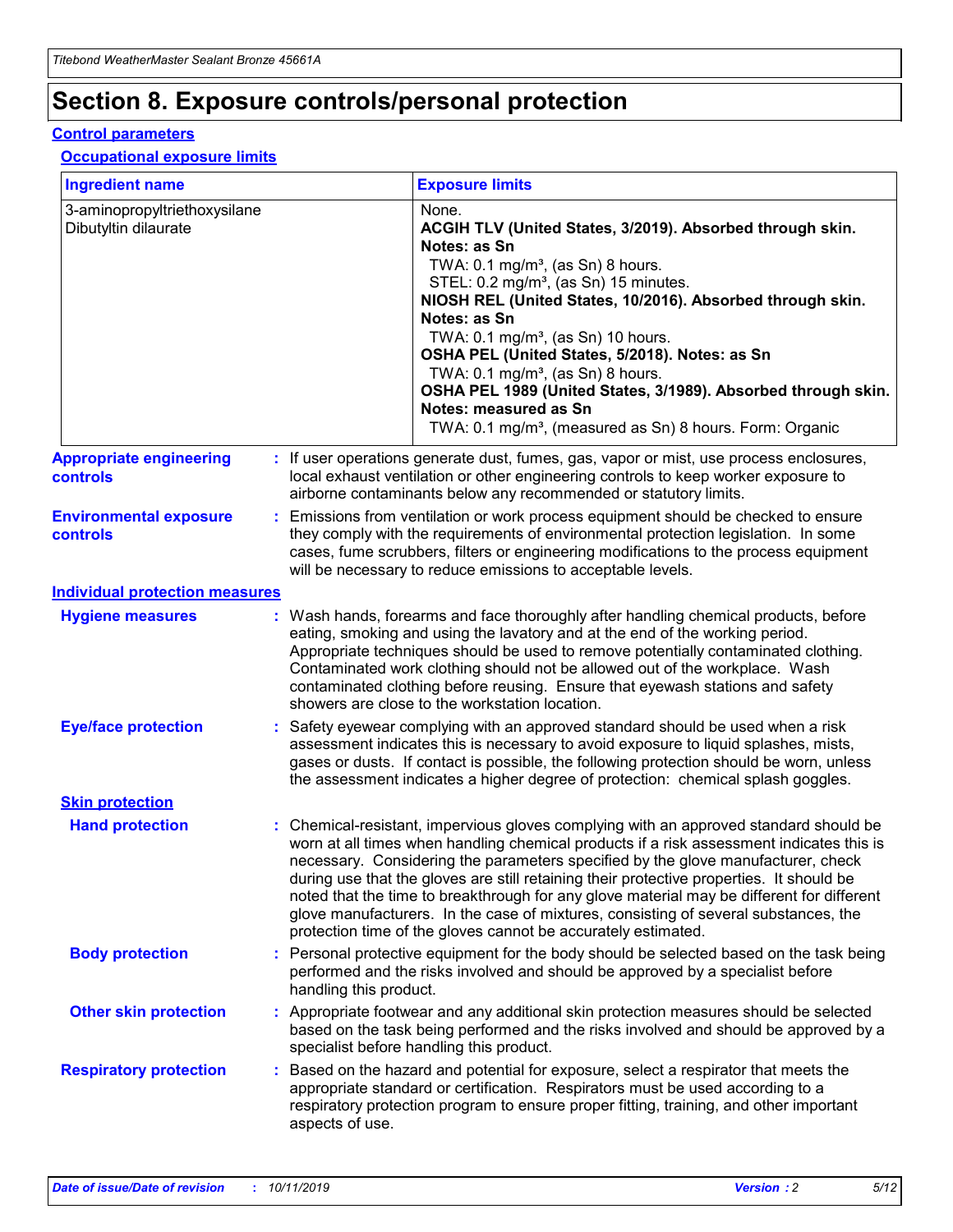# Section 8. Exposure controls/personal protection

## Control parameters

### Occupational exposure limits

| Ingredient name | Exposure limits |
| --- | --- |
| 3-aminopropyltriethoxysilane<br>Dibutyltin dilaurate | None.<br>**ACGIH TLV (United States, 3/2019). Absorbed through skin. Notes: as Sn**<br>TWA: 0.1 mg/m³, (as Sn) 8 hours.<br>STEL: 0.2 mg/m³, (as Sn) 15 minutes.<br>**NIOSH REL (United States, 10/2016). Absorbed through skin. Notes: as Sn**<br>TWA: 0.1 mg/m³, (as Sn) 10 hours.<br>**OSHA PEL (United States, 5/2018). Notes: as Sn**<br>TWA: 0.1 mg/m³, (as Sn) 8 hours.<br>**OSHA PEL 1989 (United States, 3/1989). Absorbed through skin. Notes: measured as Sn**<br>TWA: 0.1 mg/m³, (measured as Sn) 8 hours. Form: Organic |

**Appropriate engineering controls** : If user operations generate dust, fumes, gas, vapor or mist, use process enclosures, local exhaust ventilation or other engineering controls to keep worker exposure to airborne contaminants below any recommended or statutory limits.

**Environmental exposure controls** : Emissions from ventilation or work process equipment should be checked to ensure they comply with the requirements of environmental protection legislation. In some cases, fume scrubbers, filters or engineering modifications to the process equipment will be necessary to reduce emissions to acceptable levels.

## Individual protection measures

**Hygiene measures** : Wash hands, forearms and face thoroughly after handling chemical products, before eating, smoking and using the lavatory and at the end of the working period. Appropriate techniques should be used to remove potentially contaminated clothing. Contaminated work clothing should not be allowed out of the workplace. Wash contaminated clothing before reusing. Ensure that eyewash stations and safety showers are close to the workstation location.

**Eye/face protection** : Safety eyewear complying with an approved standard should be used when a risk assessment indicates this is necessary to avoid exposure to liquid splashes, mists, gases or dusts. If contact is possible, the following protection should be worn, unless the assessment indicates a higher degree of protection: chemical splash goggles.

### Skin protection

**Hand protection** : Chemical-resistant, impervious gloves complying with an approved standard should be worn at all times when handling chemical products if a risk assessment indicates this is necessary. Considering the parameters specified by the glove manufacturer, check during use that the gloves are still retaining their protective properties. It should be noted that the time to breakthrough for any glove material may be different for different glove manufacturers. In the case of mixtures, consisting of several substances, the protection time of the gloves cannot be accurately estimated.

**Body protection** : Personal protective equipment for the body should be selected based on the task being performed and the risks involved and should be approved by a specialist before handling this product.

**Other skin protection** : Appropriate footwear and any additional skin protection measures should be selected based on the task being performed and the risks involved and should be approved by a specialist before handling this product.

**Respiratory protection** : Based on the hazard and potential for exposure, select a respirator that meets the appropriate standard or certification. Respirators must be used according to a respiratory protection program to ensure proper fitting, training, and other important aspects of use.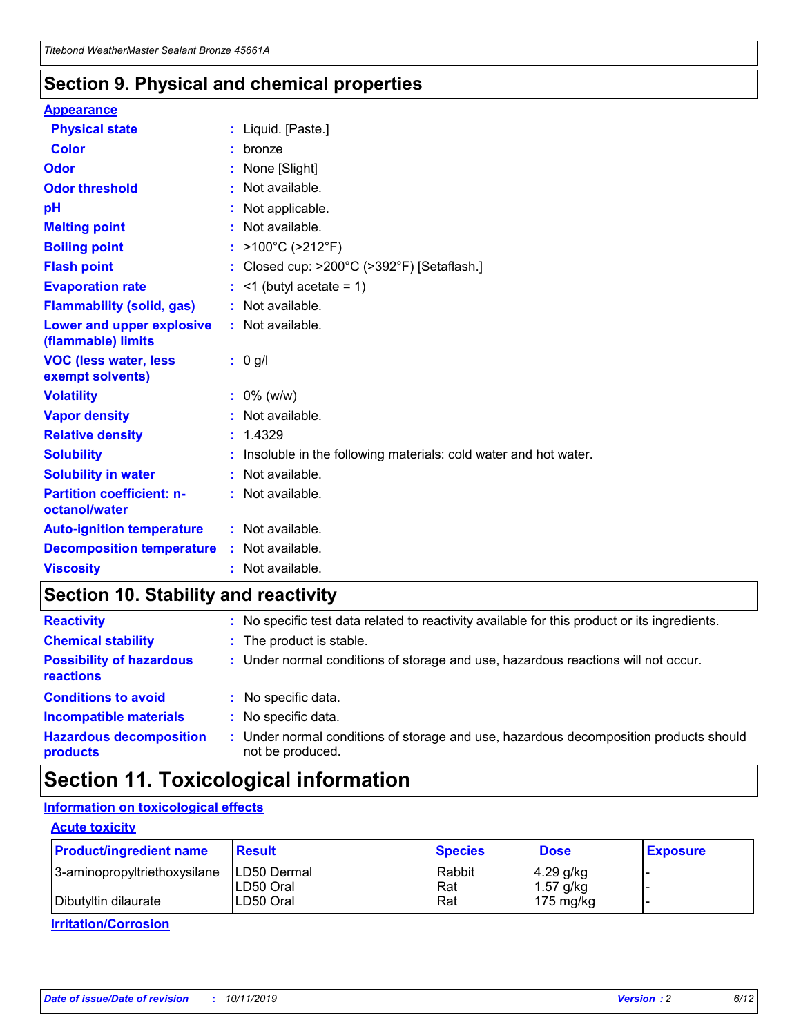## Section 9. Physical and chemical properties

### Appearance

| | |
|---|---|
| **Physical state** | : Liquid. [Paste.] |
| **Color** | : bronze |
| **Odor** | : None [Slight] |
| **Odor threshold** | : Not available. |
| **pH** | : Not applicable. |
| **Melting point** | : Not available. |
| **Boiling point** | : >100°C (>212°F) |
| **Flash point** | : Closed cup: >200°C (>392°F) [Setaflash.] |
| **Evaporation rate** | : <1 (butyl acetate = 1) |
| **Flammability (solid, gas)** | : Not available. |
| **Lower and upper explosive (flammable) limits** | : Not available. |
| **VOC (less water, less exempt solvents)** | : 0 g/l |
| **Volatility** | : 0% (w/w) |
| **Vapor density** | : Not available. |
| **Relative density** | : 1.4329 |
| **Solubility** | : Insoluble in the following materials: cold water and hot water. |
| **Solubility in water** | : Not available. |
| **Partition coefficient: n-octanol/water** | : Not available. |
| **Auto-ignition temperature** | : Not available. |
| **Decomposition temperature** | : Not available. |
| **Viscosity** | : Not available. |

## Section 10. Stability and reactivity

| | |
|---|---|
| **Reactivity** | : No specific test data related to reactivity available for this product or its ingredients. |
| **Chemical stability** | : The product is stable. |
| **Possibility of hazardous reactions** | : Under normal conditions of storage and use, hazardous reactions will not occur. |
| **Conditions to avoid** | : No specific data. |
| **Incompatible materials** | : No specific data. |
| **Hazardous decomposition products** | : Under normal conditions of storage and use, hazardous decomposition products should not be produced. |

## Section 11. Toxicological information

### Information on toxicological effects

#### Acute toxicity

| Product/ingredient name | Result | Species | Dose | Exposure |
|---|---|---|---|---|
| 3-aminopropyltriethoxysilane | LD50 Dermal | Rabbit | 4.29 g/kg | - |
| | LD50 Oral | Rat | 1.57 g/kg | - |
| Dibutyltin dilaurate | LD50 Oral | Rat | 175 mg/kg | - |

#### Irritation/Corrosion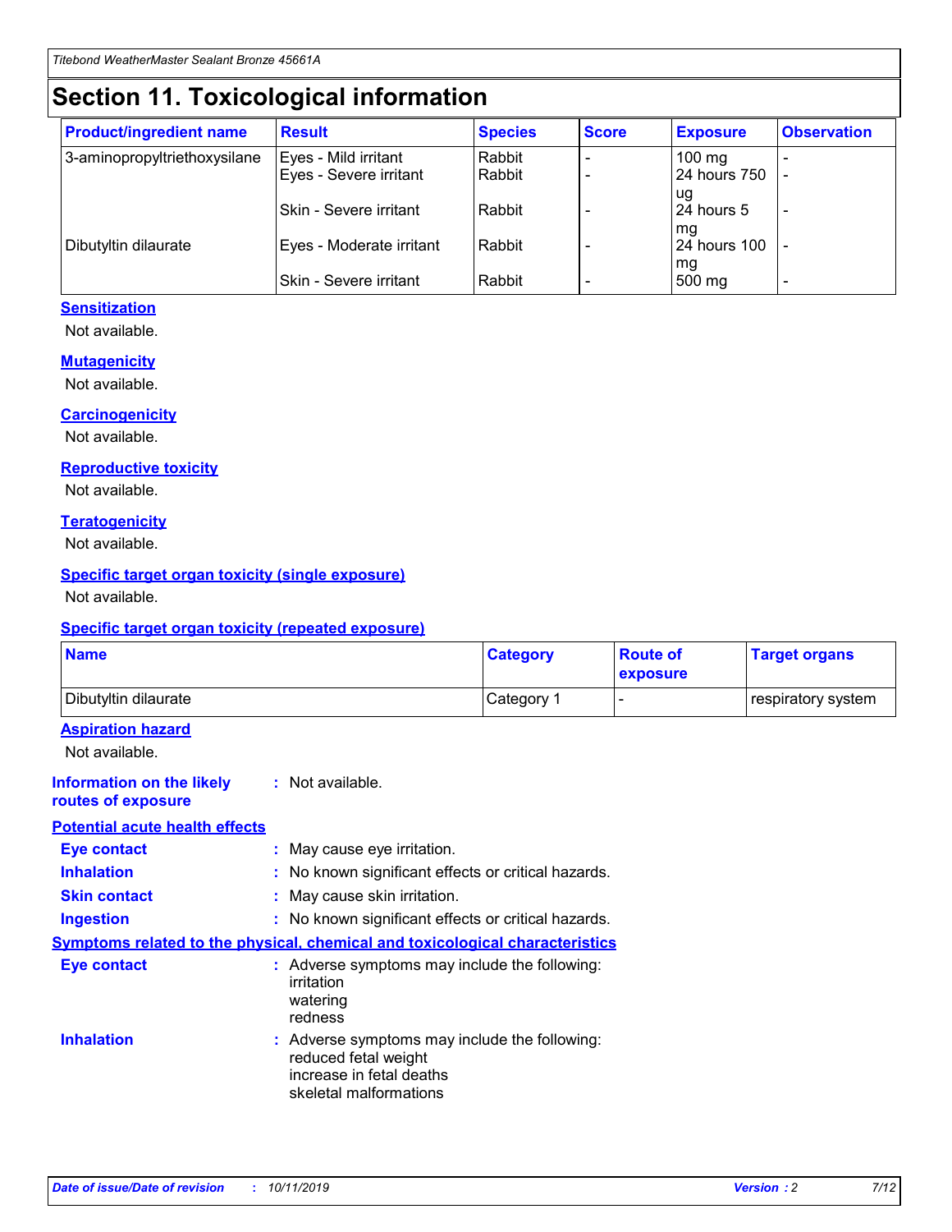# Section 11. Toxicological information

| Product/ingredient name | Result | Species | Score | Exposure | Observation |
| --- | --- | --- | --- | --- | --- |
| 3-aminopropyltriethoxysilane | Eyes - Mild irritant | Rabbit | - | 100 mg | - |
| | Eyes - Severe irritant | Rabbit | - | 24 hours 750 ug | - |
| | Skin - Severe irritant | Rabbit | - | 24 hours 5 mg | - |
| Dibutyltin dilaurate | Eyes - Moderate irritant | Rabbit | - | 24 hours 100 mg | - |
| | Skin - Severe irritant | Rabbit | - | 500 mg | - |

### Sensitization

Not available.

### Mutagenicity

Not available.

### Carcinogenicity

Not available.

### Reproductive toxicity

Not available.

### Teratogenicity

Not available.

### Specific target organ toxicity (single exposure)

Not available.

### Specific target organ toxicity (repeated exposure)

| Name | Category | Route of exposure | Target organs |
| --- | --- | --- | --- |
| Dibutyltin dilaurate | Category 1 | - | respiratory system |

### Aspiration hazard

Not available.

**Information on the likely routes of exposure** : Not available.

### Potential acute health effects

**Eye contact** : May cause eye irritation.

**Inhalation** : No known significant effects or critical hazards.

**Skin contact** : May cause skin irritation.

**Ingestion** : No known significant effects or critical hazards.

### Symptoms related to the physical, chemical and toxicological characteristics

**Eye contact** : Adverse symptoms may include the following:
irritation
watering
redness

**Inhalation** : Adverse symptoms may include the following:
reduced fetal weight
increase in fetal deaths
skeletal malformations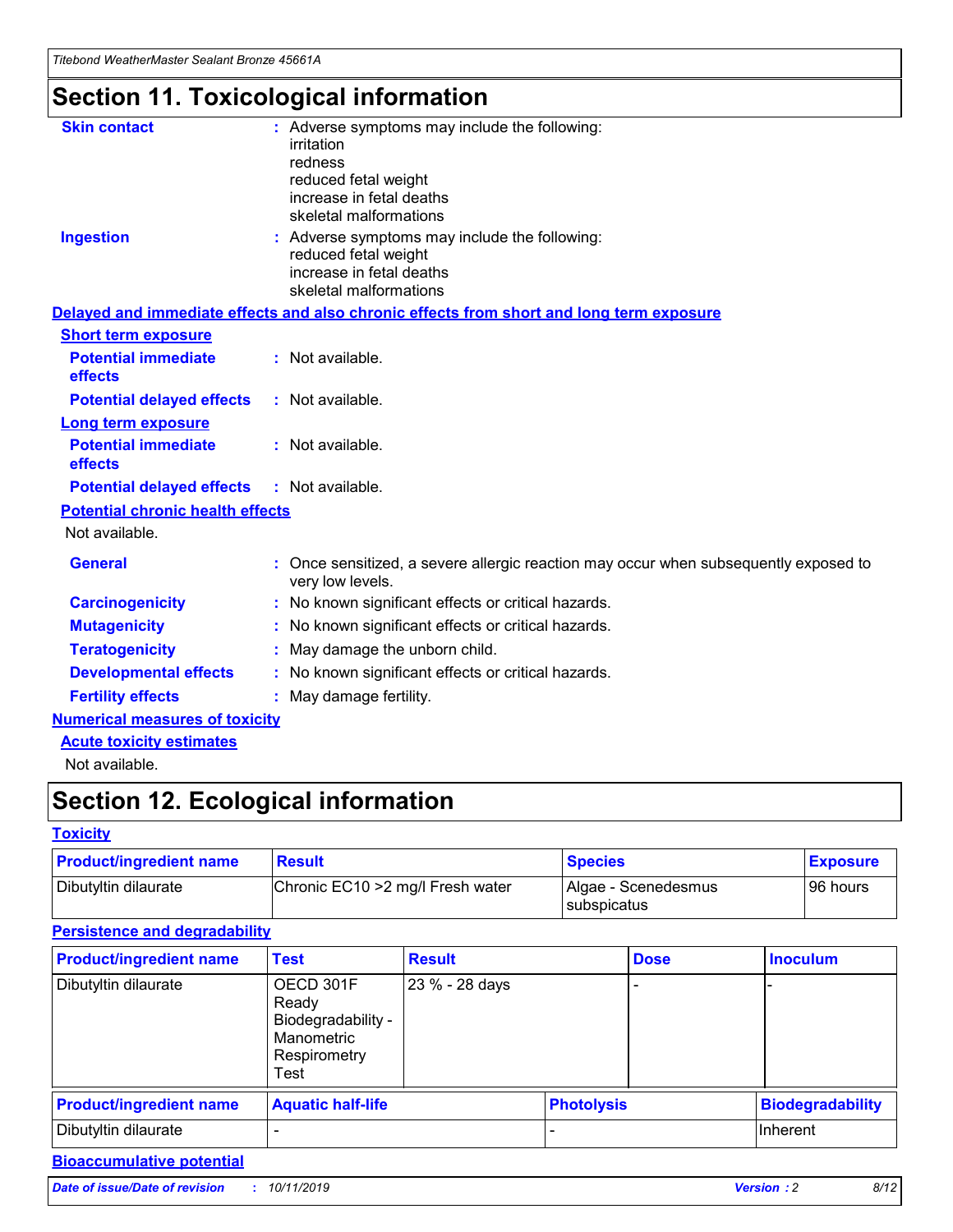# Section 11. Toxicological information

**Skin contact** : Adverse symptoms may include the following:
irritation
redness
reduced fetal weight
increase in fetal deaths
skeletal malformations

**Ingestion** : Adverse symptoms may include the following:
reduced fetal weight
increase in fetal deaths
skeletal malformations

## Delayed and immediate effects and also chronic effects from short and long term exposure

### Short term exposure

**Potential immediate effects** : Not available.

**Potential delayed effects** : Not available.

### Long term exposure

**Potential immediate effects** : Not available.

**Potential delayed effects** : Not available.

### Potential chronic health effects

Not available.

**General** : Once sensitized, a severe allergic reaction may occur when subsequently exposed to very low levels.

**Carcinogenicity** : No known significant effects or critical hazards.

**Mutagenicity** : No known significant effects or critical hazards.

**Teratogenicity** : May damage the unborn child.

**Developmental effects** : No known significant effects or critical hazards.

**Fertility effects** : May damage fertility.

## Numerical measures of toxicity

### Acute toxicity estimates

Not available.

# Section 12. Ecological information

## Toxicity

| Product/ingredient name | Result | Species | Exposure |
|---|---|---|---|
| Dibutyltin dilaurate | Chronic EC10 >2 mg/l Fresh water | Algae - Scenedesmus subspicatus | 96 hours |

## Persistence and degradability

| Product/ingredient name | Test | Result | Dose | Inoculum |
|---|---|---|---|---|
| Dibutyltin dilaurate | OECD 301F Ready Biodegradability - Manometric Respirometry Test | 23 % - 28 days | - | - |

| Product/ingredient name | Aquatic half-life | Photolysis | Biodegradability |
|---|---|---|---|
| Dibutyltin dilaurate | - | - | Inherent |

## Bioaccumulative potential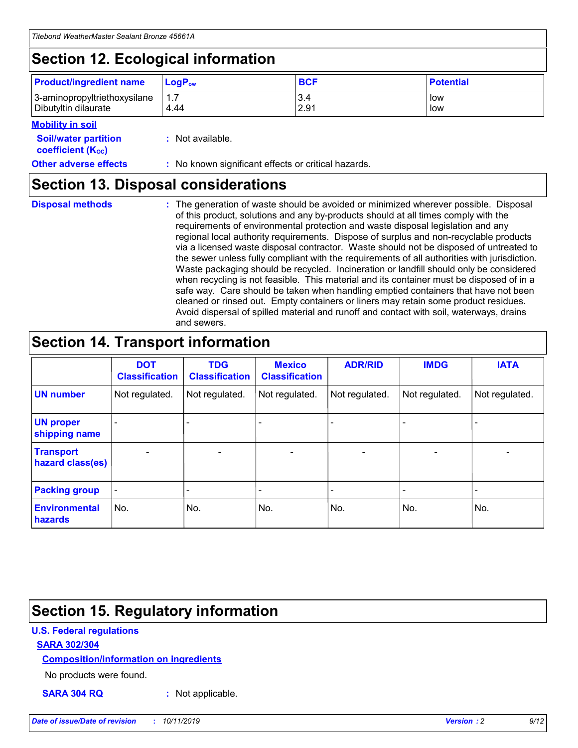# Section 12. Ecological information

| Product/ingredient name | $LogP_{ow}$ | BCF | Potential |
|---|---|---|---|
| 3-aminopropyltriethoxysilane | 1.7 | 3.4 | low |
| Dibutyltin dilaurate | 4.44 | 2.91 | low |

**Mobility in soil**

**Soil/water partition coefficient ($K_{OC}$)** : Not available.

**Other adverse effects** : No known significant effects or critical hazards.

# Section 13. Disposal considerations

**Disposal methods** : The generation of waste should be avoided or minimized wherever possible. Disposal of this product, solutions and any by-products should at all times comply with the requirements of environmental protection and waste disposal legislation and any regional local authority requirements. Dispose of surplus and non-recyclable products via a licensed waste disposal contractor. Waste should not be disposed of untreated to the sewer unless fully compliant with the requirements of all authorities with jurisdiction. Waste packaging should be recycled. Incineration or landfill should only be considered when recycling is not feasible. This material and its container must be disposed of in a safe way. Care should be taken when handling emptied containers that have not been cleaned or rinsed out. Empty containers or liners may retain some product residues. Avoid dispersal of spilled material and runoff and contact with soil, waterways, drains and sewers.

# Section 14. Transport information

| | DOT Classification | TDG Classification | Mexico Classification | ADR/RID | IMDG | IATA |
|---|---|---|---|---|---|---|
| UN number | Not regulated. | Not regulated. | Not regulated. | Not regulated. | Not regulated. | Not regulated. |
| UN proper shipping name | - | - | - | - | - | - |
| Transport hazard class(es) | - | - | - | - | - | - |
| Packing group | - | - | - | - | - | - |
| Environmental hazards | No. | No. | No. | No. | No. | No. |

# Section 15. Regulatory information

**U.S. Federal regulations**

**SARA 302/304**

**Composition/information on ingredients**

No products were found.

**SARA 304 RQ** : Not applicable.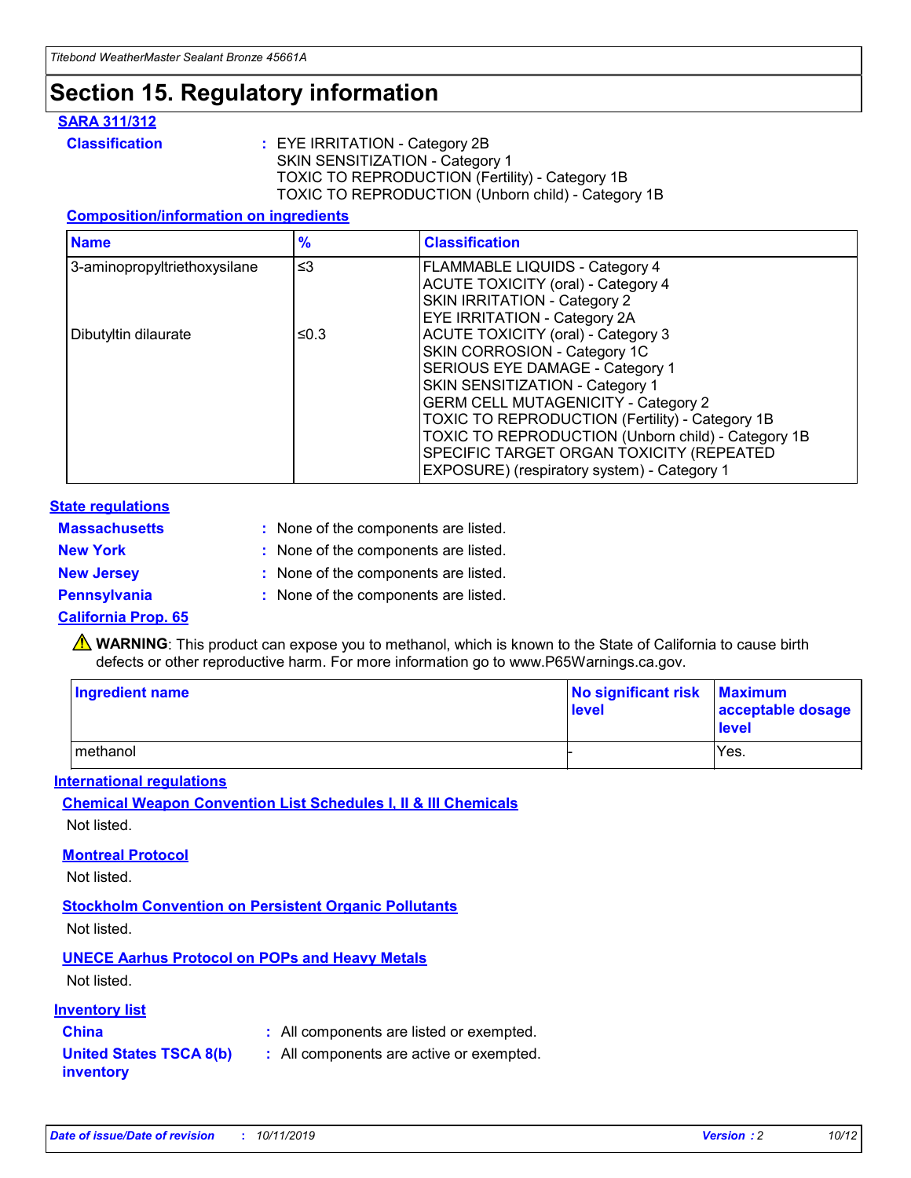# Section 15. Regulatory information

**SARA 311/312**

**Classification** : EYE IRRITATION - Category 2B
SKIN SENSITIZATION - Category 1
TOXIC TO REPRODUCTION (Fertility) - Category 1B
TOXIC TO REPRODUCTION (Unborn child) - Category 1B

**Composition/information on ingredients**

| Name | % | Classification |
|---|---|---|
| 3-aminopropyltriethoxysilane | ≤3 | FLAMMABLE LIQUIDS - Category 4<br>ACUTE TOXICITY (oral) - Category 4<br>SKIN IRRITATION - Category 2<br>EYE IRRITATION - Category 2A |
| Dibutyltin dilaurate | ≤0.3 | ACUTE TOXICITY (oral) - Category 3<br>SKIN CORROSION - Category 1C<br>SERIOUS EYE DAMAGE - Category 1<br>SKIN SENSITIZATION - Category 1<br>GERM CELL MUTAGENICITY - Category 2<br>TOXIC TO REPRODUCTION (Fertility) - Category 1B<br>TOXIC TO REPRODUCTION (Unborn child) - Category 1B<br>SPECIFIC TARGET ORGAN TOXICITY (REPEATED EXPOSURE) (respiratory system) - Category 1 |

**State regulations**

**Massachusetts** : None of the components are listed.

**New York** : None of the components are listed.

**New Jersey** : None of the components are listed.

**Pennsylvania** : None of the components are listed.

**California Prop. 65**

⚠ **WARNING**: This product can expose you to methanol, which is known to the State of California to cause birth defects or other reproductive harm. For more information go to www.P65Warnings.ca.gov.

| Ingredient name | No significant risk level | Maximum acceptable dosage level |
|---|---|---|
| methanol | - | Yes. |

**International regulations**

**Chemical Weapon Convention List Schedules I, II & III Chemicals**

Not listed.

**Montreal Protocol**

Not listed.

**Stockholm Convention on Persistent Organic Pollutants**

Not listed.

**UNECE Aarhus Protocol on POPs and Heavy Metals**

Not listed.

**Inventory list**

**China** : All components are listed or exempted.

**United States TSCA 8(b) inventory** : All components are active or exempted.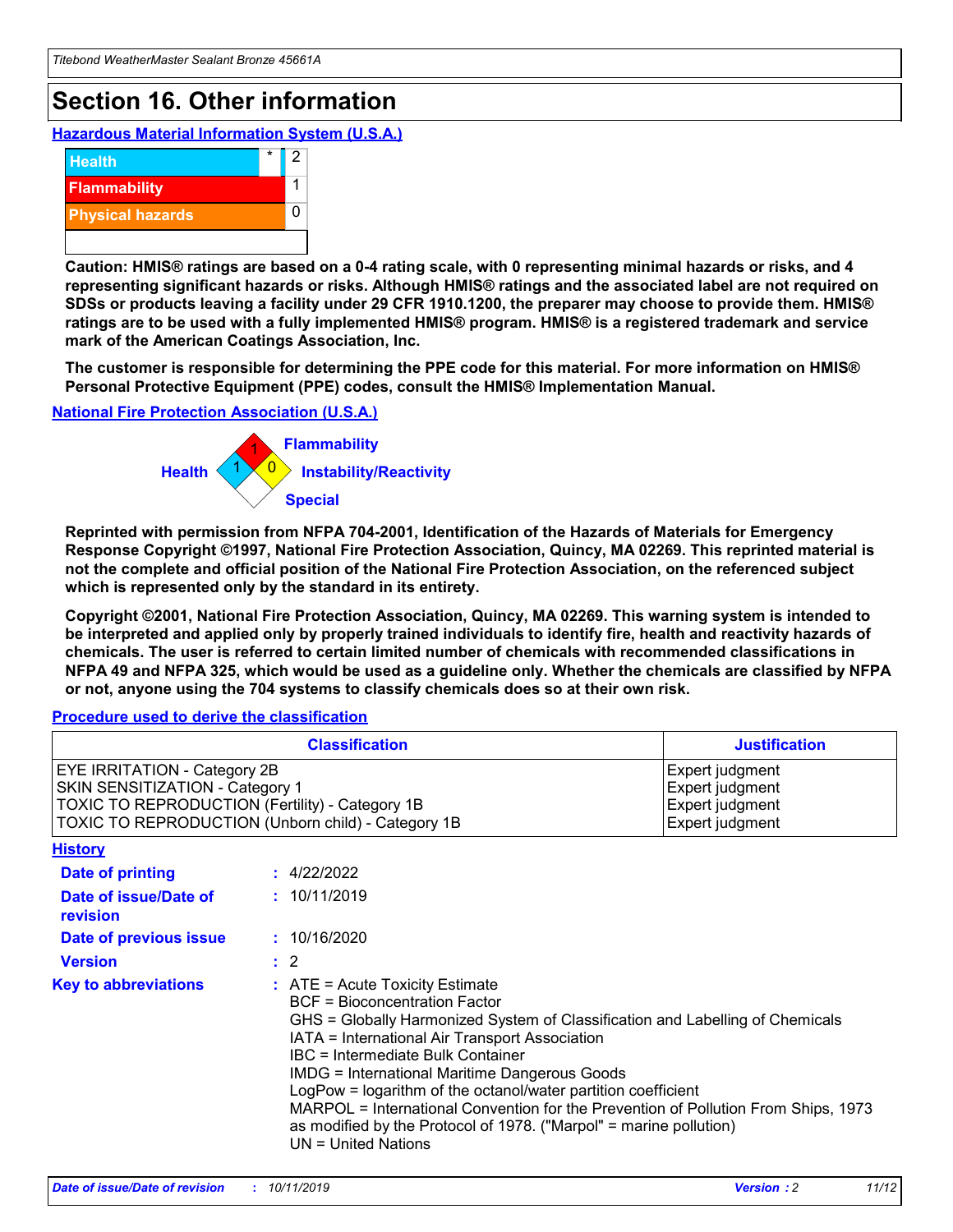# Section 16. Other information

**Hazardous Material Information System (U.S.A.)**

| | | |
|---|---|---|
| Health | * | 2 |
| Flammability | | 1 |
| Physical hazards | | 0 |

**Caution: HMIS® ratings are based on a 0-4 rating scale, with 0 representing minimal hazards or risks, and 4 representing significant hazards or risks. Although HMIS® ratings and the associated label are not required on SDSs or products leaving a facility under 29 CFR 1910.1200, the preparer may choose to provide them. HMIS® ratings are to be used with a fully implemented HMIS® program. HMIS® is a registered trademark and service mark of the American Coatings Association, Inc.**

**The customer is responsible for determining the PPE code for this material. For more information on HMIS® Personal Protective Equipment (PPE) codes, consult the HMIS® Implementation Manual.**

**National Fire Protection Association (U.S.A.)**

Flammability: 1
Health: 1
Instability/Reactivity: 0
Special:

**Reprinted with permission from NFPA 704-2001, Identification of the Hazards of Materials for Emergency Response Copyright ©1997, National Fire Protection Association, Quincy, MA 02269. This reprinted material is not the complete and official position of the National Fire Protection Association, on the referenced subject which is represented only by the standard in its entirety.**

**Copyright ©2001, National Fire Protection Association, Quincy, MA 02269. This warning system is intended to be interpreted and applied only by properly trained individuals to identify fire, health and reactivity hazards of chemicals. The user is referred to certain limited number of chemicals with recommended classifications in NFPA 49 and NFPA 325, which would be used as a guideline only. Whether the chemicals are classified by NFPA or not, anyone using the 704 systems to classify chemicals does so at their own risk.**

**Procedure used to derive the classification**

| Classification | Justification |
|---|---|
| EYE IRRITATION - Category 2B | Expert judgment |
| SKIN SENSITIZATION - Category 1 | Expert judgment |
| TOXIC TO REPRODUCTION (Fertility) - Category 1B | Expert judgment |
| TOXIC TO REPRODUCTION (Unborn child) - Category 1B | Expert judgment |

**History**

**Date of printing** : 4/22/2022

**Date of issue/Date of revision** : 10/11/2019

**Date of previous issue** : 10/16/2020

**Version** : 2

**Key to abbreviations** :
ATE = Acute Toxicity Estimate
BCF = Bioconcentration Factor
GHS = Globally Harmonized System of Classification and Labelling of Chemicals
IATA = International Air Transport Association
IBC = Intermediate Bulk Container
IMDG = International Maritime Dangerous Goods
LogPow = logarithm of the octanol/water partition coefficient
MARPOL = International Convention for the Prevention of Pollution From Ships, 1973 as modified by the Protocol of 1978. ("Marpol" = marine pollution)
UN = United Nations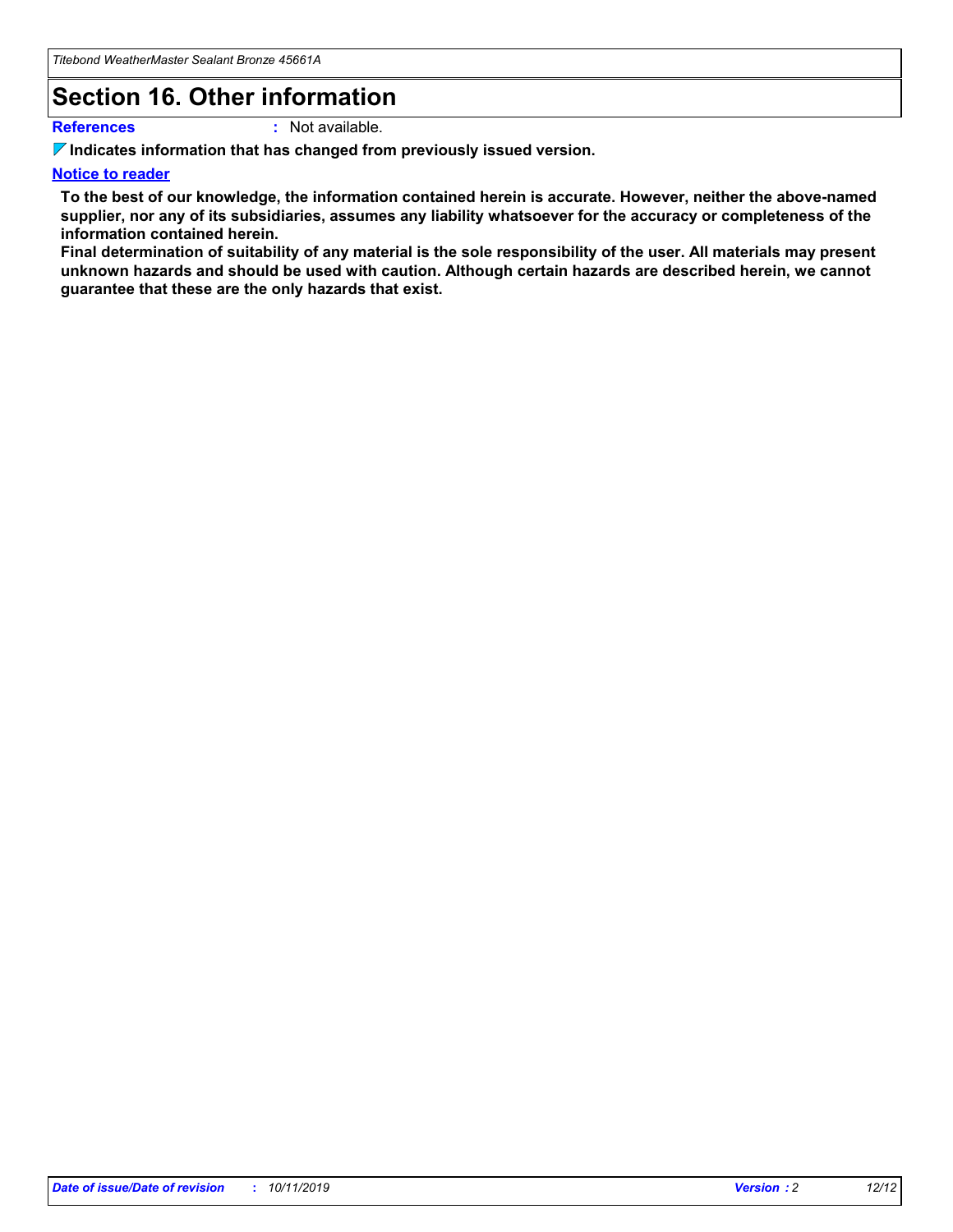# Section 16. Other information

**References** : Not available.

**Indicates information that has changed from previously issued version.**

**Notice to reader**

**To the best of our knowledge, the information contained herein is accurate. However, neither the above-named supplier, nor any of its subsidiaries, assumes any liability whatsoever for the accuracy or completeness of the information contained herein.**

**Final determination of suitability of any material is the sole responsibility of the user. All materials may present unknown hazards and should be used with caution. Although certain hazards are described herein, we cannot guarantee that these are the only hazards that exist.**